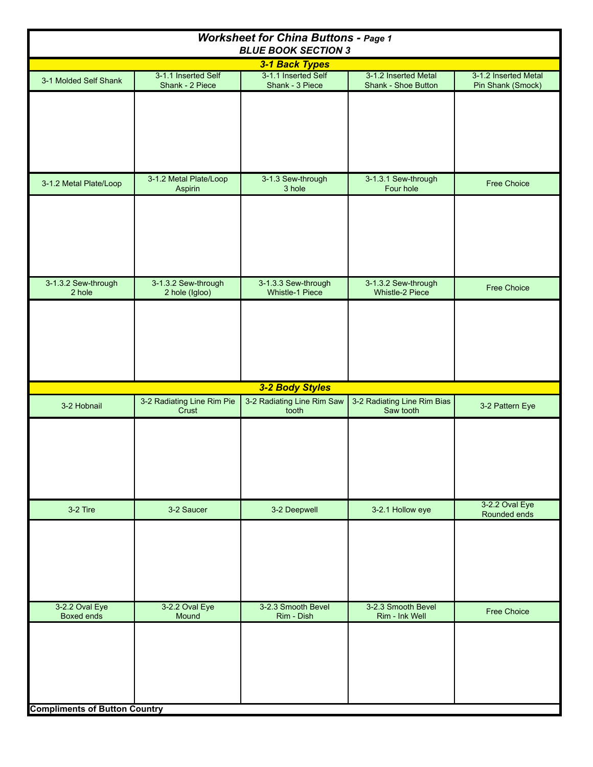# *Worksheet for China Buttons - Page 1*

## *BLUE BOOK SECTION 3*

### *3-1 Back Types*

| 3-1 Molded Self Shank | 3-1.1 Inserted Self Shank - 2 Piece | 3-1.1 Inserted Self Shank - 3 Piece | 3-1.2 Inserted Metal Shank - Shoe Button | 3-1.2 Inserted Metal Pin Shank (Smock) |
|---|---|---|---|---|
| | | | | |
| 3-1.2 Metal Plate/Loop | 3-1.2 Metal Plate/Loop Aspirin | 3-1.3 Sew-through 3 hole | 3-1.3.1 Sew-through Four hole | Free Choice |
| | | | | |
| 3-1.3.2 Sew-through 2 hole | 3-1.3.2 Sew-through 2 hole (Igloo) | 3-1.3.3 Sew-through Whistle-1 Piece | 3-1.3.2 Sew-through Whistle-2 Piece | Free Choice |
| | | | | |

### *3-2 Body Styles*

| 3-2 Hobnail | 3-2 Radiating Line Rim Pie Crust | 3-2 Radiating Line Rim Saw tooth | 3-2 Radiating Line Rim Bias Saw tooth | 3-2 Pattern Eye |
|---|---|---|---|---|
| | | | | |
| 3-2 Tire | 3-2 Saucer | 3-2 Deepwell | 3-2.1 Hollow eye | 3-2.2 Oval Eye Rounded ends |
| | | | | |
| 3-2.2 Oval Eye Boxed ends | 3-2.2 Oval Eye Mound | 3-2.3 Smooth Bevel Rim - Dish | 3-2.3 Smooth Bevel Rim - Ink Well | Free Choice |
| | | | | |

**Compliments of Button Country**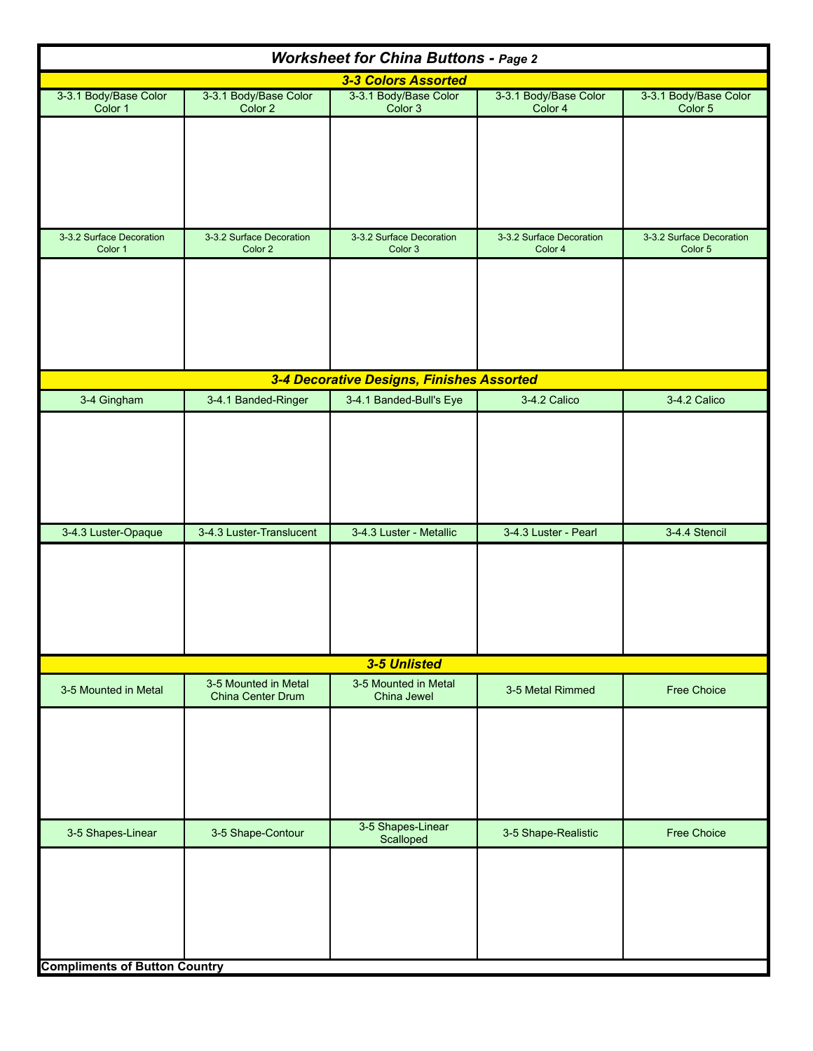# *Worksheet for China Buttons - Page 2*

| ***3-3 Colors Assorted*** | | | | |
|---|---|---|---|---|
| 3-3.1 Body/Base Color Color 1 | 3-3.1 Body/Base Color Color 2 | 3-3.1 Body/Base Color Color 3 | 3-3.1 Body/Base Color Color 4 | 3-3.1 Body/Base Color Color 5 |
| | | | | |
| 3-3.2 Surface Decoration Color 1 | 3-3.2 Surface Decoration Color 2 | 3-3.2 Surface Decoration Color 3 | 3-3.2 Surface Decoration Color 4 | 3-3.2 Surface Decoration Color 5 |
| | | | | |
| ***3-4 Decorative Designs, Finishes Assorted*** | | | | |
| 3-4 Gingham | 3-4.1 Banded-Ringer | 3-4.1 Banded-Bull's Eye | 3-4.2 Calico | 3-4.2 Calico |
| | | | | |
| 3-4.3 Luster-Opaque | 3-4.3 Luster-Translucent | 3-4.3 Luster - Metallic | 3-4.3 Luster - Pearl | 3-4.4 Stencil |
| | | | | |
| ***3-5 Unlisted*** | | | | |
| 3-5 Mounted in Metal | 3-5 Mounted in Metal China Center Drum | 3-5 Mounted in Metal China Jewel | 3-5 Metal Rimmed | Free Choice |
| | | | | |
| 3-5 Shapes-Linear | 3-5 Shape-Contour | 3-5 Shapes-Linear Scalloped | 3-5 Shape-Realistic | Free Choice |
| | | | | |

**Compliments of Button Country**